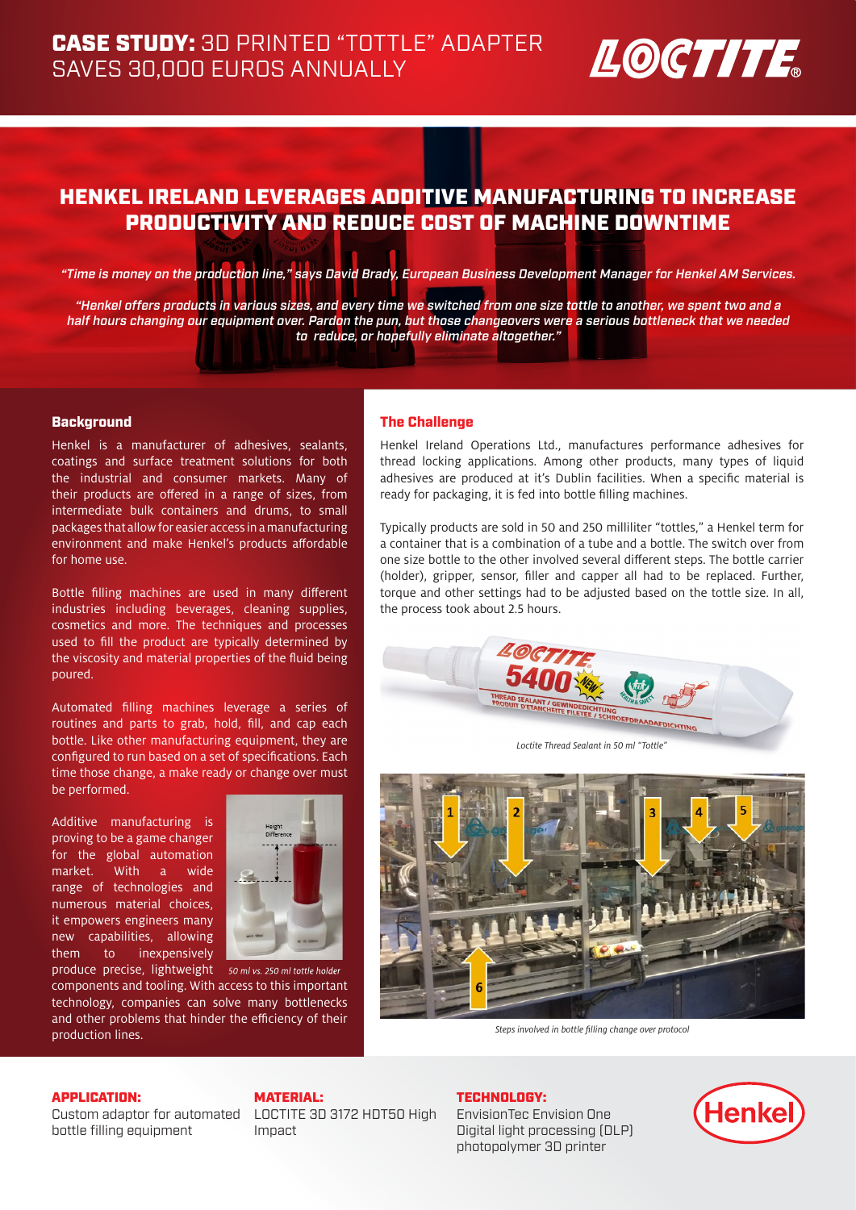# CASE STUDY: 3D PRINTED "TOTTLE" ADAPTER SAVES 30,000 EUROS ANNUALLY

## HENKEL IRELAND LEVERAGES ADDITIVE MANUFACTURING TO INCREASE PRODUCTIVITY AND REDUCE COST OF MACHINE DOWNTIME

*"Time is money on the production line," says David Brady, European Business Development Manager for Henkel AM Services.*

*"Henkel offers products in various sizes, and every time we switched from one size tottle to another, we spent two and a half hours changing our equipment over. Pardon the pun, but those changeovers were a serious bottleneck that we needed to reduce, or hopefully eliminate altogether."*

### Background

Henkel is a manufacturer of adhesives, sealants, coatings and surface treatment solutions for both the industrial and consumer markets. Many of their products are offered in a range of sizes, from intermediate bulk containers and drums, to small packages that allow for easier access in a manufacturing environment and make Henkel's products affordable for home use.

Bottle filling machines are used in many different industries including beverages, cleaning supplies, cosmetics and more. The techniques and processes used to fill the product are typically determined by the viscosity and material properties of the fluid being poured.

Automated filling machines leverage a series of routines and parts to grab, hold, fill, and cap each bottle. Like other manufacturing equipment, they are configured to run based on a set of specifications. Each time those change, a make ready or change over must be performed.

Additive manufacturing is proving to be a game changer for the global automation market. With a wide range of technologies and numerous material choices, it empowers engineers many new capabilities, allowing them to inexpensively produce precise, lightweight components and tooling. With access to this important technology, companies can solve many bottlenecks and other problems that hinder the efficiency of their production lines.

Height Difference

*50 ml vs. 250 ml tottle holder*

### The Challenge

Henkel Ireland Operations Ltd., manufactures performance adhesives for thread locking applications. Among other products, many types of liquid adhesives are produced at it's Dublin facilities. When a specific material is ready for packaging, it is fed into bottle filling machines.

Typically products are sold in 50 and 250 milliliter "tottles," a Henkel term for a container that is a combination of a tube and a bottle. The switch over from one size bottle to the other involved several different steps. The bottle carrier (holder), gripper, sensor, filler and capper all had to be replaced. Further, torque and other settings had to be adjusted based on the tottle size. In all, the process took about 2.5 hours.

*Loctite Thread Sealant in 50 ml "Tottle"*

1 2 3 4 5 6

*Steps involved in bottle filling change over protocol*

**APPLICATION:**
Custom adaptor for automated bottle filling equipment

**MATERIAL:**
LOCTITE 3D 3172 HDT50 High Impact

**TECHNOLOGY:**
EnvisionTec Envision One Digital light processing (DLP) photopolymer 3D printer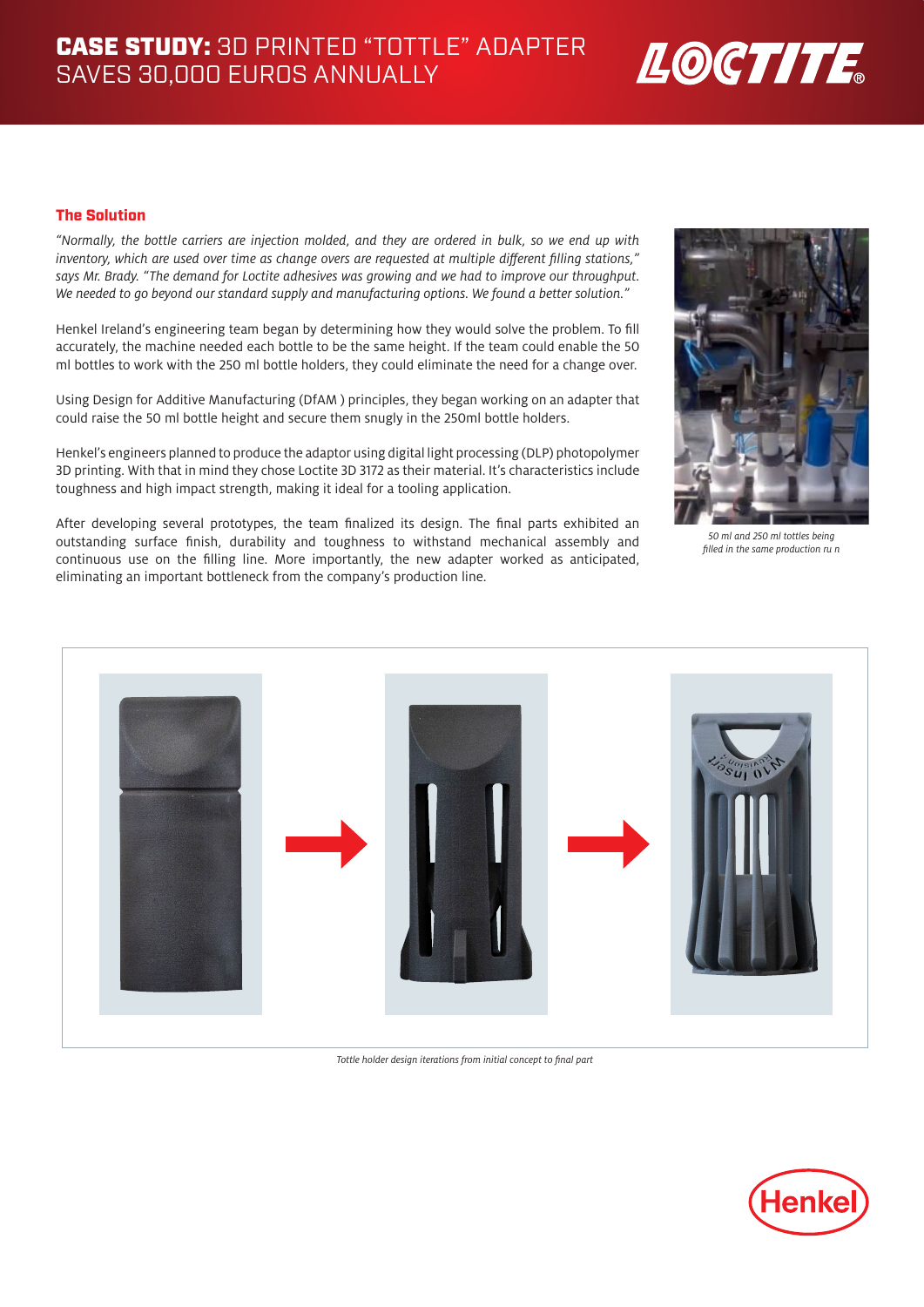## The Solution

*"Normally, the bottle carriers are injection molded, and they are ordered in bulk, so we end up with inventory, which are used over time as change overs are requested at multiple different filling stations," says Mr. Brady. "The demand for Loctite adhesives was growing and we had to improve our throughput. We needed to go beyond our standard supply and manufacturing options. We found a better solution."*

Henkel Ireland's engineering team began by determining how they would solve the problem. To fill accurately, the machine needed each bottle to be the same height. If the team could enable the 50 ml bottles to work with the 250 ml bottle holders, they could eliminate the need for a change over.

Using Design for Additive Manufacturing (DfAM ) principles, they began working on an adapter that could raise the 50 ml bottle height and secure them snugly in the 250ml bottle holders.

Henkel's engineers planned to produce the adaptor using digital light processing (DLP) photopolymer 3D printing. With that in mind they chose Loctite 3D 3172 as their material. It's characteristics include toughness and high impact strength, making it ideal for a tooling application.

After developing several prototypes, the team finalized its design. The final parts exhibited an outstanding surface finish, durability and toughness to withstand mechanical assembly and continuous use on the filling line. More importantly, the new adapter worked as anticipated, eliminating an important bottleneck from the company's production line.

*50 ml and 250 ml tottles being filled in the same production ru n*

*Tottle holder design iterations from initial concept to final part*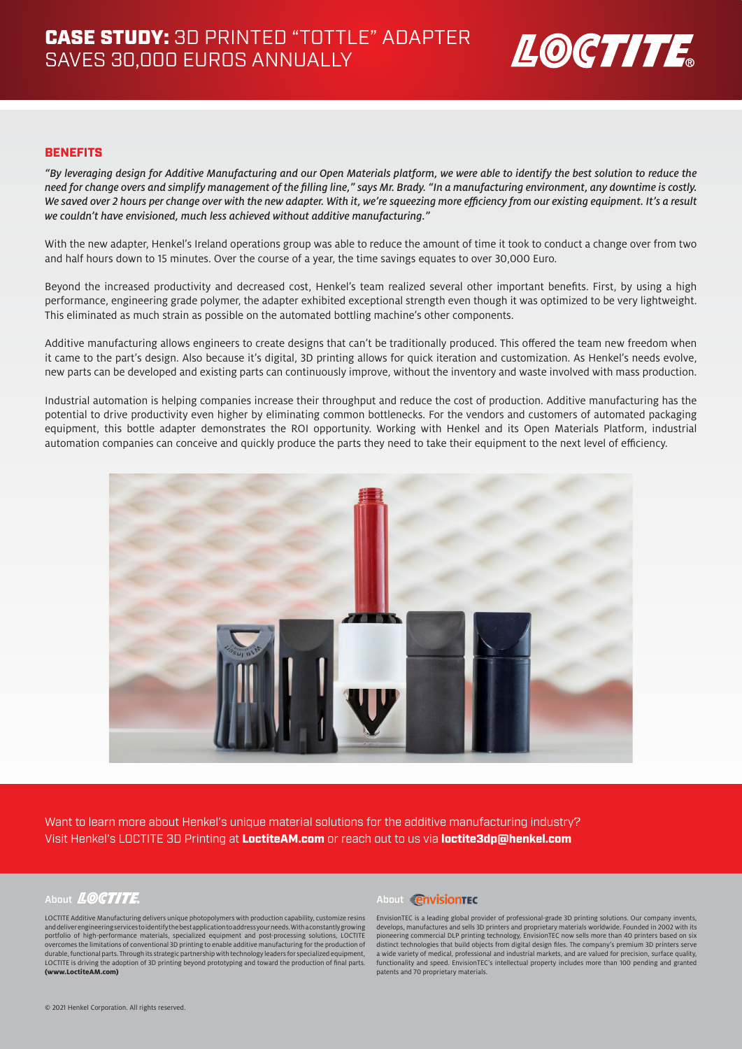# **CASE STUDY:** 3D PRINTED "TOTTLE" ADAPTER SAVES 30,000 EUROS ANNUALLY

## BENEFITS

*"By leveraging design for Additive Manufacturing and our Open Materials platform, we were able to identify the best solution to reduce the need for change overs and simplify management of the filling line," says Mr. Brady. "In a manufacturing environment, any downtime is costly. We saved over 2 hours per change over with the new adapter. With it, we're squeezing more efficiency from our existing equipment. It's a result we couldn't have envisioned, much less achieved without additive manufacturing."*

With the new adapter, Henkel's Ireland operations group was able to reduce the amount of time it took to conduct a change over from two and half hours down to 15 minutes. Over the course of a year, the time savings equates to over 30,000 Euro.

Beyond the increased productivity and decreased cost, Henkel's team realized several other important benefits. First, by using a high performance, engineering grade polymer, the adapter exhibited exceptional strength even though it was optimized to be very lightweight. This eliminated as much strain as possible on the automated bottling machine's other components.

Additive manufacturing allows engineers to create designs that can't be traditionally produced. This offered the team new freedom when it came to the part's design. Also because it's digital, 3D printing allows for quick iteration and customization. As Henkel's needs evolve, new parts can be developed and existing parts can continuously improve, without the inventory and waste involved with mass production.

Industrial automation is helping companies increase their throughput and reduce the cost of production. Additive manufacturing has the potential to drive productivity even higher by eliminating common bottlenecks. For the vendors and customers of automated packaging equipment, this bottle adapter demonstrates the ROI opportunity. Working with Henkel and its Open Materials Platform, industrial automation companies can conceive and quickly produce the parts they need to take their equipment to the next level of efficiency.

Want to learn more about Henkel's unique material solutions for the additive manufacturing industry?
Visit Henkel's LOCTITE 3D Printing at **LoctiteAM.com** or reach out to us via **loctite3dp@henkel.com**

### About LOCTITE

LOCTITE Additive Manufacturing delivers unique photopolymers with production capability, customize resins and deliver engineering services to identify the best application to address your needs. With a constantly growing portfolio of high-performance materials, specialized equipment and post-processing solutions, LOCTITE overcomes the limitations of conventional 3D printing to enable additive manufacturing for the production of durable, functional parts. Through its strategic partnership with technology leaders for specialized equipment, LOCTITE is driving the adoption of 3D printing beyond prototyping and toward the production of final parts. **(www.LoctiteAM.com)**

### About envisionTEC

EnvisionTEC is a leading global provider of professional-grade 3D printing solutions. Our company invents, develops, manufactures and sells 3D printers and proprietary materials worldwide. Founded in 2002 with its pioneering commercial DLP printing technology, EnvisionTEC now sells more than 40 printers based on six distinct technologies that build objects from digital design files. The company's premium 3D printers serve a wide variety of medical, professional and industrial markets, and are valued for precision, surface quality, functionality and speed. EnvisionTEC's intellectual property includes more than 100 pending and granted patents and 70 proprietary materials.

© 2021 Henkel Corporation. All rights reserved.